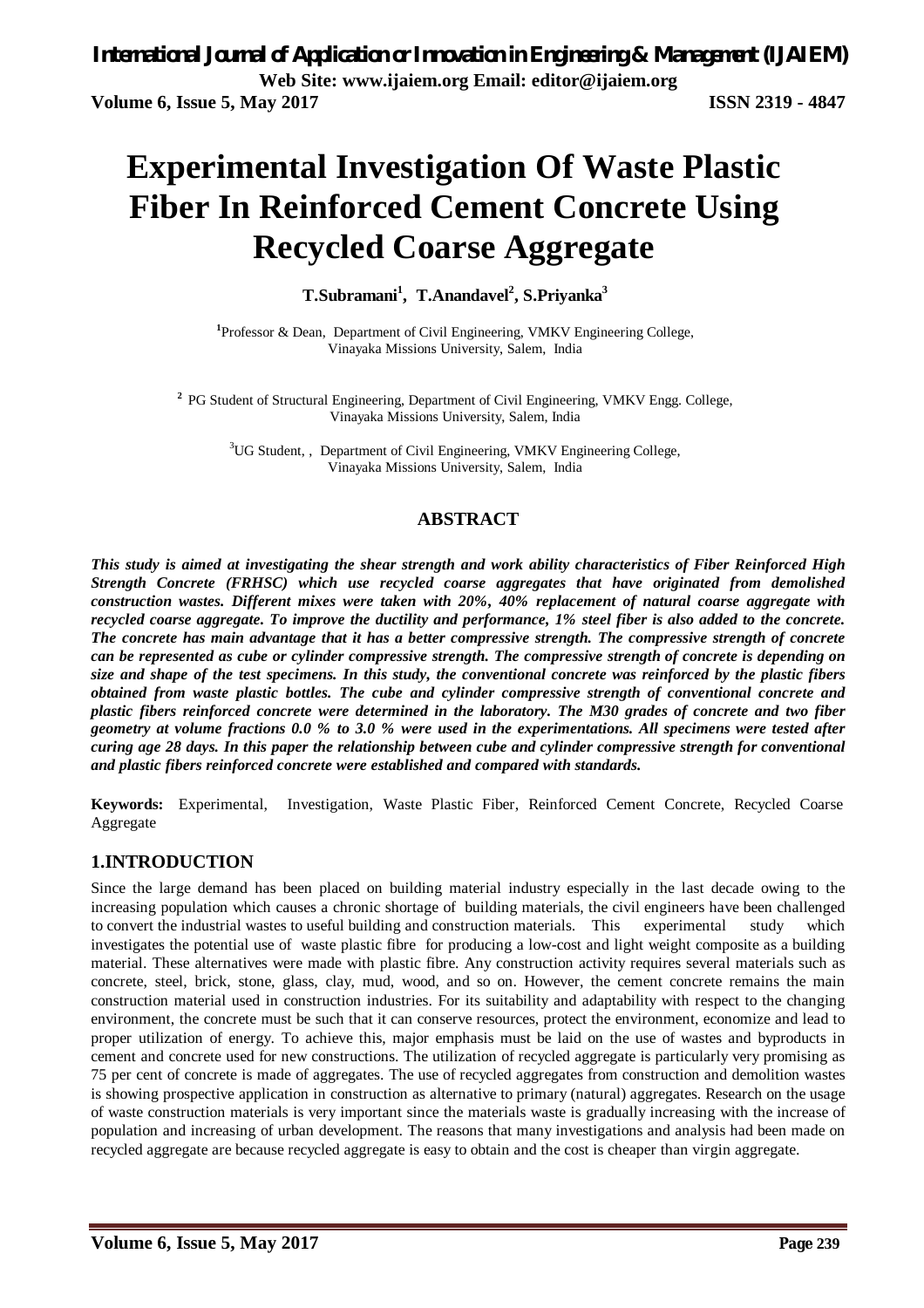# Experimental Investigation Of Waste Plastic Fiber In Reinforced Cement Concrete Using Recycled Coarse Aggregate

**T.Subramani[1], T.Anandavel[2], S.Priyanka[3]**

[1]Professor & Dean, Department of Civil Engineering, VMKV Engineering College, Vinayaka Missions University, Salem, India

[2] PG Student of Structural Engineering, Department of Civil Engineering, VMKV Engg. College, Vinayaka Missions University, Salem, India

[3]UG Student, , Department of Civil Engineering, VMKV Engineering College, Vinayaka Missions University, Salem, India

## ABSTRACT

***This study is aimed at investigating the shear strength and work ability characteristics of Fiber Reinforced High Strength Concrete (FRHSC) which use recycled coarse aggregates that have originated from demolished construction wastes. Different mixes were taken with 20%, 40% replacement of natural coarse aggregate with recycled coarse aggregate. To improve the ductility and performance, 1% steel fiber is also added to the concrete. The concrete has main advantage that it has a better compressive strength. The compressive strength of concrete can be represented as cube or cylinder compressive strength. The compressive strength of concrete is depending on size and shape of the test specimens. In this study, the conventional concrete was reinforced by the plastic fibers obtained from waste plastic bottles. The cube and cylinder compressive strength of conventional concrete and plastic fibers reinforced concrete were determined in the laboratory. The M30 grades of concrete and two fiber geometry at volume fractions 0.0 % to 3.0 % were used in the experimentations. All specimens were tested after curing age 28 days. In this paper the relationship between cube and cylinder compressive strength for conventional and plastic fibers reinforced concrete were established and compared with standards.***

**Keywords:** Experimental, Investigation, Waste Plastic Fiber, Reinforced Cement Concrete, Recycled Coarse Aggregate

## 1.INTRODUCTION

Since the large demand has been placed on building material industry especially in the last decade owing to the increasing population which causes a chronic shortage of building materials, the civil engineers have been challenged to convert the industrial wastes to useful building and construction materials. This experimental study which investigates the potential use of waste plastic fibre for producing a low-cost and light weight composite as a building material. These alternatives were made with plastic fibre. Any construction activity requires several materials such as concrete, steel, brick, stone, glass, clay, mud, wood, and so on. However, the cement concrete remains the main construction material used in construction industries. For its suitability and adaptability with respect to the changing environment, the concrete must be such that it can conserve resources, protect the environment, economize and lead to proper utilization of energy. To achieve this, major emphasis must be laid on the use of wastes and byproducts in cement and concrete used for new constructions. The utilization of recycled aggregate is particularly very promising as 75 per cent of concrete is made of aggregates. The use of recycled aggregates from construction and demolition wastes is showing prospective application in construction as alternative to primary (natural) aggregates. Research on the usage of waste construction materials is very important since the materials waste is gradually increasing with the increase of population and increasing of urban development. The reasons that many investigations and analysis had been made on recycled aggregate are because recycled aggregate is easy to obtain and the cost is cheaper than virgin aggregate.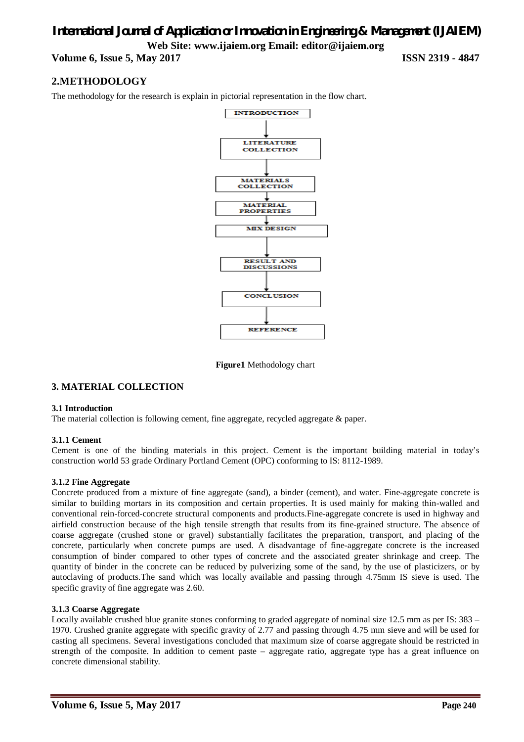## 2.METHODOLOGY

The methodology for the research is explain in pictorial representation in the flow chart.

INTRODUCTION → LITERATURE COLLECTION → MATERIALS COLLECTION → MATERIAL PROPERTIES → MIX DESIGN → RESULT AND DISCUSSIONS → CONCLUSION → REFERENCE

**Figure1** Methodology chart

## 3. MATERIAL COLLECTION

### 3.1 Introduction

The material collection is following cement, fine aggregate, recycled aggregate & paper.

#### 3.1.1 Cement

Cement is one of the binding materials in this project. Cement is the important building material in today's construction world 53 grade Ordinary Portland Cement (OPC) conforming to IS: 8112-1989.

#### 3.1.2 Fine Aggregate

Concrete produced from a mixture of fine aggregate (sand), a binder (cement), and water. Fine-aggregate concrete is similar to building mortars in its composition and certain properties. It is used mainly for making thin-walled and conventional rein-forced-concrete structural components and products.Fine-aggregate concrete is used in highway and airfield construction because of the high tensile strength that results from its fine-grained structure. The absence of coarse aggregate (crushed stone or gravel) substantially facilitates the preparation, transport, and placing of the concrete, particularly when concrete pumps are used. A disadvantage of fine-aggregate concrete is the increased consumption of binder compared to other types of concrete and the associated greater shrinkage and creep. The quantity of binder in the concrete can be reduced by pulverizing some of the sand, by the use of plasticizers, or by autoclaving of products.The sand which was locally available and passing through 4.75mm IS sieve is used. The specific gravity of fine aggregate was 2.60.

#### 3.1.3 Coarse Aggregate

Locally available crushed blue granite stones conforming to graded aggregate of nominal size 12.5 mm as per IS: 383 – 1970. Crushed granite aggregate with specific gravity of 2.77 and passing through 4.75 mm sieve and will be used for casting all specimens. Several investigations concluded that maximum size of coarse aggregate should be restricted in strength of the composite. In addition to cement paste – aggregate ratio, aggregate type has a great influence on concrete dimensional stability.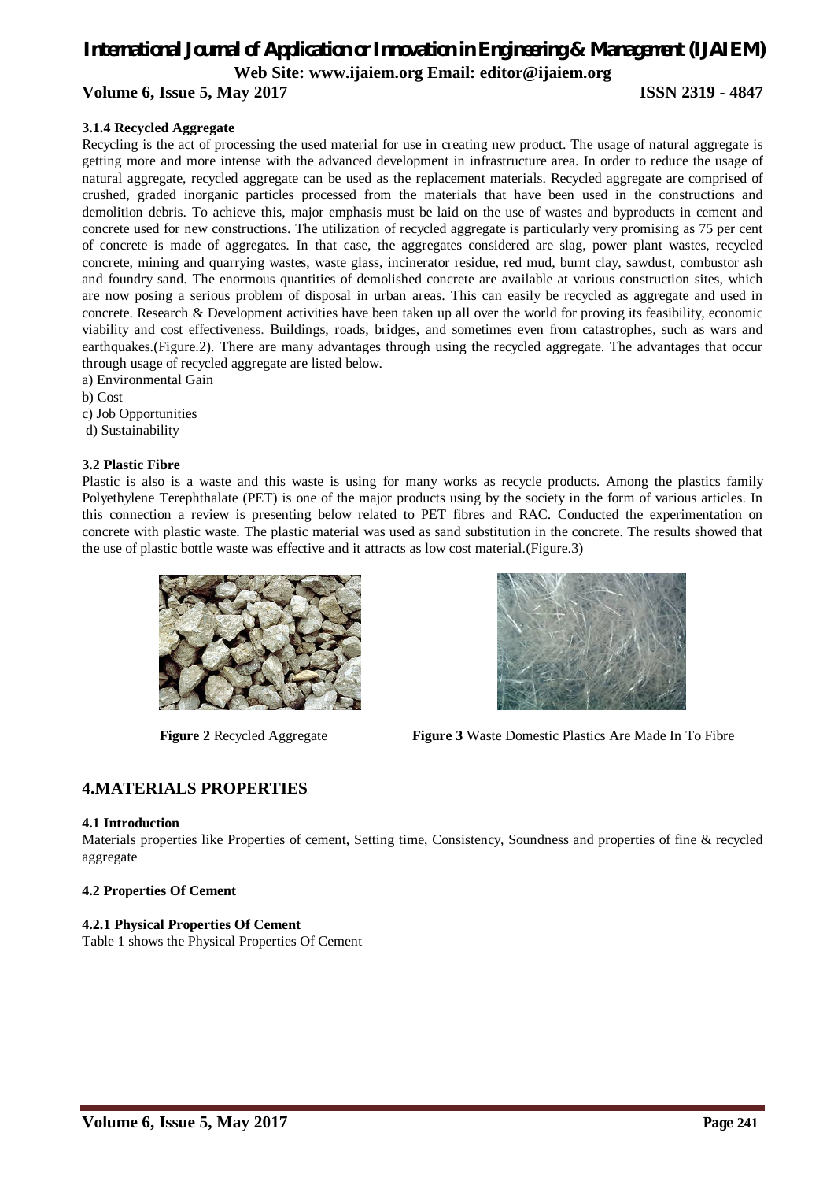### 3.1.4 Recycled Aggregate

Recycling is the act of processing the used material for use in creating new product. The usage of natural aggregate is getting more and more intense with the advanced development in infrastructure area. In order to reduce the usage of natural aggregate, recycled aggregate can be used as the replacement materials. Recycled aggregate are comprised of crushed, graded inorganic particles processed from the materials that have been used in the constructions and demolition debris. To achieve this, major emphasis must be laid on the use of wastes and byproducts in cement and concrete used for new constructions. The utilization of recycled aggregate is particularly very promising as 75 per cent of concrete is made of aggregates. In that case, the aggregates considered are slag, power plant wastes, recycled concrete, mining and quarrying wastes, waste glass, incinerator residue, red mud, burnt clay, sawdust, combustor ash and foundry sand. The enormous quantities of demolished concrete are available at various construction sites, which are now posing a serious problem of disposal in urban areas. This can easily be recycled as aggregate and used in concrete. Research & Development activities have been taken up all over the world for proving its feasibility, economic viability and cost effectiveness. Buildings, roads, bridges, and sometimes even from catastrophes, such as wars and earthquakes.(Figure.2). There are many advantages through using the recycled aggregate. The advantages that occur through usage of recycled aggregate are listed below.

a) Environmental Gain
b) Cost
c) Job Opportunities
d) Sustainability

### 3.2 Plastic Fibre

Plastic is also is a waste and this waste is using for many works as recycle products. Among the plastics family Polyethylene Terephthalate (PET) is one of the major products using by the society in the form of various articles. In this connection a review is presenting below related to PET fibres and RAC. Conducted the experimentation on concrete with plastic waste. The plastic material was used as sand substitution in the concrete. The results showed that the use of plastic bottle waste was effective and it attracts as low cost material.(Figure.3)

**Figure 2** Recycled Aggregate

**Figure 3** Waste Domestic Plastics Are Made In To Fibre

## 4.MATERIALS PROPERTIES

### 4.1 Introduction

Materials properties like Properties of cement, Setting time, Consistency, Soundness and properties of fine & recycled aggregate

### 4.2 Properties Of Cement

#### 4.2.1 Physical Properties Of Cement

Table 1 shows the Physical Properties Of Cement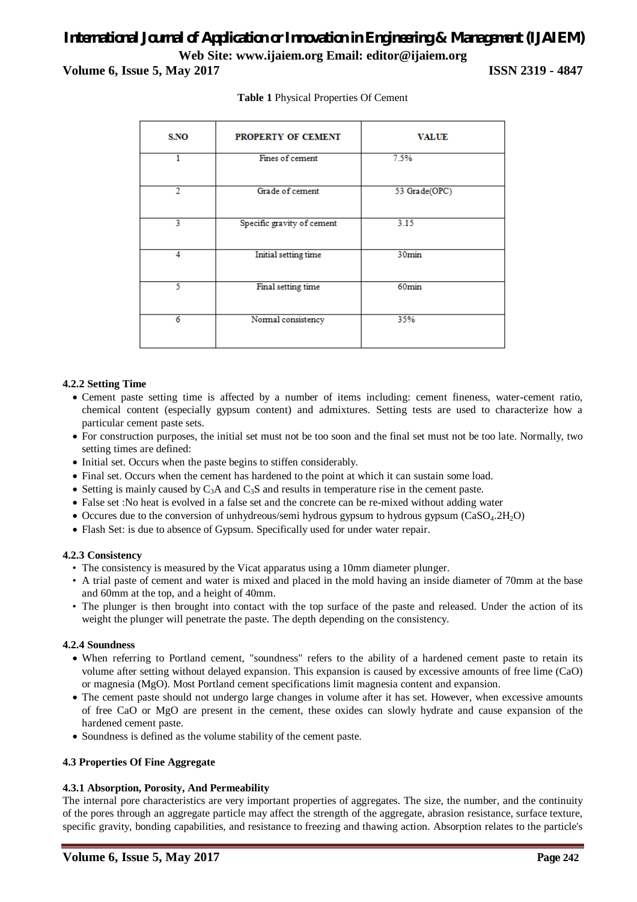**Table 1** Physical Properties Of Cement

| S.NO | PROPERTY OF CEMENT | VALUE |
|---|---|---|
| 1 | Fines of cement | 7.5% |
| 2 | Grade of cement | 53 Grade(OPC) |
| 3 | Specific gravity of cement | 3.15 |
| 4 | Initial setting time | 30min |
| 5 | Final setting time | 60min |
| 6 | Normal consistency | 35% |

#### 4.2.2 Setting Time

- Cement paste setting time is affected by a number of items including: cement fineness, water-cement ratio, chemical content (especially gypsum content) and admixtures. Setting tests are used to characterize how a particular cement paste sets.
- For construction purposes, the initial set must not be too soon and the final set must not be too late. Normally, two setting times are defined:
- Initial set. Occurs when the paste begins to stiffen considerably.
- Final set. Occurs when the cement has hardened to the point at which it can sustain some load.
- Setting is mainly caused by $C_3A$ and $C_3S$ and results in temperature rise in the cement paste.
- False set :No heat is evolved in a false set and the concrete can be re-mixed without adding water
- Occures due to the conversion of unhydreous/semi hydrous gypsum to hydrous gypsum ($CaSO_4.2H_2O$)
- Flash Set: is due to absence of Gypsum. Specifically used for under water repair.

#### 4.2.3 Consistency

- The consistency is measured by the Vicat apparatus using a 10mm diameter plunger.
- A trial paste of cement and water is mixed and placed in the mold having an inside diameter of 70mm at the base and 60mm at the top, and a height of 40mm.
- The plunger is then brought into contact with the top surface of the paste and released. Under the action of its weight the plunger will penetrate the paste. The depth depending on the consistency.

#### 4.2.4 Soundness

- When referring to Portland cement, "soundness" refers to the ability of a hardened cement paste to retain its volume after setting without delayed expansion. This expansion is caused by excessive amounts of free lime (CaO) or magnesia (MgO). Most Portland cement specifications limit magnesia content and expansion.
- The cement paste should not undergo large changes in volume after it has set. However, when excessive amounts of free CaO or MgO are present in the cement, these oxides can slowly hydrate and cause expansion of the hardened cement paste.
- Soundness is defined as the volume stability of the cement paste.

### 4.3 Properties Of Fine Aggregate

#### 4.3.1 Absorption, Porosity, And Permeability

The internal pore characteristics are very important properties of aggregates. The size, the number, and the continuity of the pores through an aggregate particle may affect the strength of the aggregate, abrasion resistance, surface texture, specific gravity, bonding capabilities, and resistance to freezing and thawing action. Absorption relates to the particle's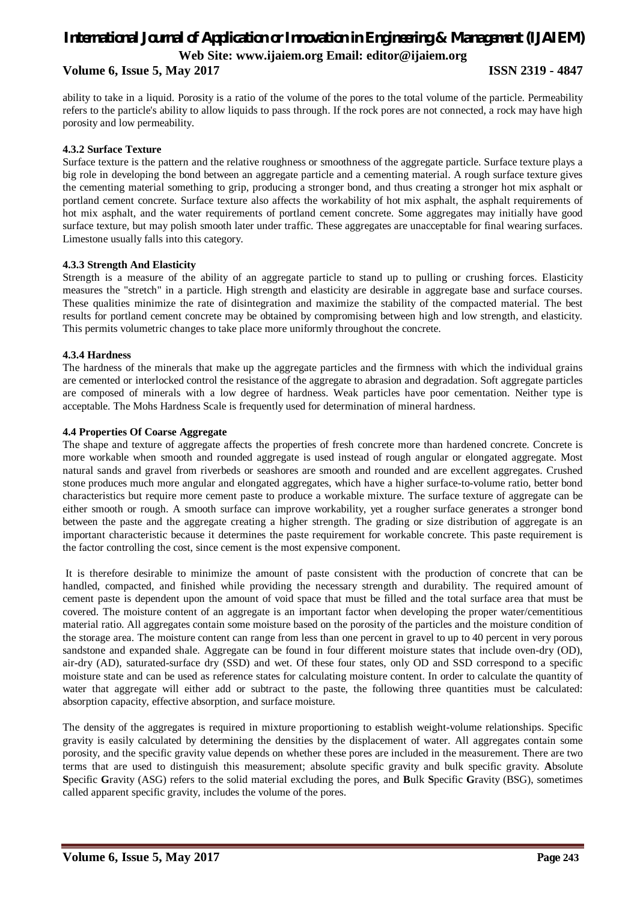ability to take in a liquid. Porosity is a ratio of the volume of the pores to the total volume of the particle. Permeability refers to the particle's ability to allow liquids to pass through. If the rock pores are not connected, a rock may have high porosity and low permeability.

#### 4.3.2 Surface Texture

Surface texture is the pattern and the relative roughness or smoothness of the aggregate particle. Surface texture plays a big role in developing the bond between an aggregate particle and a cementing material. A rough surface texture gives the cementing material something to grip, producing a stronger bond, and thus creating a stronger hot mix asphalt or portland cement concrete. Surface texture also affects the workability of hot mix asphalt, the asphalt requirements of hot mix asphalt, and the water requirements of portland cement concrete. Some aggregates may initially have good surface texture, but may polish smooth later under traffic. These aggregates are unacceptable for final wearing surfaces. Limestone usually falls into this category.

#### 4.3.3 Strength And Elasticity

Strength is a measure of the ability of an aggregate particle to stand up to pulling or crushing forces. Elasticity measures the "stretch" in a particle. High strength and elasticity are desirable in aggregate base and surface courses. These qualities minimize the rate of disintegration and maximize the stability of the compacted material. The best results for portland cement concrete may be obtained by compromising between high and low strength, and elasticity. This permits volumetric changes to take place more uniformly throughout the concrete.

#### 4.3.4 Hardness

The hardness of the minerals that make up the aggregate particles and the firmness with which the individual grains are cemented or interlocked control the resistance of the aggregate to abrasion and degradation. Soft aggregate particles are composed of minerals with a low degree of hardness. Weak particles have poor cementation. Neither type is acceptable. The Mohs Hardness Scale is frequently used for determination of mineral hardness.

### 4.4 Properties Of Coarse Aggregate

The shape and texture of aggregate affects the properties of fresh concrete more than hardened concrete. Concrete is more workable when smooth and rounded aggregate is used instead of rough angular or elongated aggregate. Most natural sands and gravel from riverbeds or seashores are smooth and rounded and are excellent aggregates. Crushed stone produces much more angular and elongated aggregates, which have a higher surface-to-volume ratio, better bond characteristics but require more cement paste to produce a workable mixture. The surface texture of aggregate can be either smooth or rough. A smooth surface can improve workability, yet a rougher surface generates a stronger bond between the paste and the aggregate creating a higher strength. The grading or size distribution of aggregate is an important characteristic because it determines the paste requirement for workable concrete. This paste requirement is the factor controlling the cost, since cement is the most expensive component.

It is therefore desirable to minimize the amount of paste consistent with the production of concrete that can be handled, compacted, and finished while providing the necessary strength and durability. The required amount of cement paste is dependent upon the amount of void space that must be filled and the total surface area that must be covered. The moisture content of an aggregate is an important factor when developing the proper water/cementitious material ratio. All aggregates contain some moisture based on the porosity of the particles and the moisture condition of the storage area. The moisture content can range from less than one percent in gravel to up to 40 percent in very porous sandstone and expanded shale. Aggregate can be found in four different moisture states that include oven-dry (OD), air-dry (AD), saturated-surface dry (SSD) and wet. Of these four states, only OD and SSD correspond to a specific moisture state and can be used as reference states for calculating moisture content. In order to calculate the quantity of water that aggregate will either add or subtract to the paste, the following three quantities must be calculated: absorption capacity, effective absorption, and surface moisture.

The density of the aggregates is required in mixture proportioning to establish weight-volume relationships. Specific gravity is easily calculated by determining the densities by the displacement of water. All aggregates contain some porosity, and the specific gravity value depends on whether these pores are included in the measurement. There are two terms that are used to distinguish this measurement; absolute specific gravity and bulk specific gravity. **A**bsolute **S**pecific **G**ravity (ASG) refers to the solid material excluding the pores, and **B**ulk **S**pecific **G**ravity (BSG), sometimes called apparent specific gravity, includes the volume of the pores.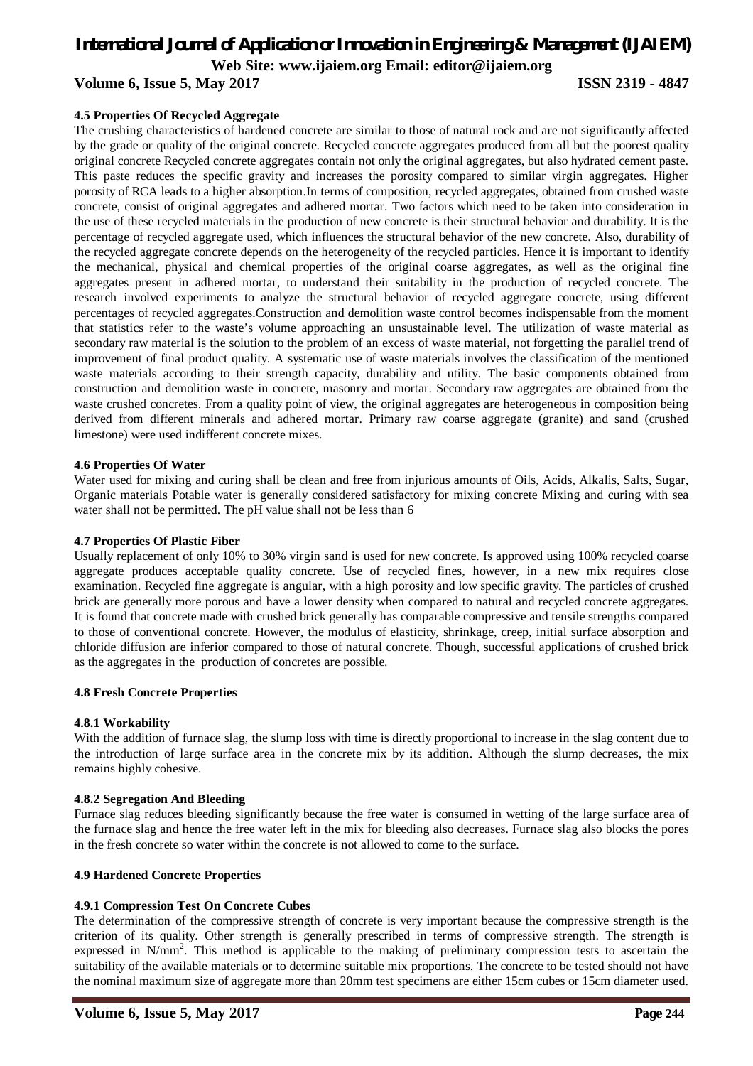#### 4.5 Properties Of Recycled Aggregate

The crushing characteristics of hardened concrete are similar to those of natural rock and are not significantly affected by the grade or quality of the original concrete. Recycled concrete aggregates produced from all but the poorest quality original concrete Recycled concrete aggregates contain not only the original aggregates, but also hydrated cement paste. This paste reduces the specific gravity and increases the porosity compared to similar virgin aggregates. Higher porosity of RCA leads to a higher absorption.In terms of composition, recycled aggregates, obtained from crushed waste concrete, consist of original aggregates and adhered mortar. Two factors which need to be taken into consideration in the use of these recycled materials in the production of new concrete is their structural behavior and durability. It is the percentage of recycled aggregate used, which influences the structural behavior of the new concrete. Also, durability of the recycled aggregate concrete depends on the heterogeneity of the recycled particles. Hence it is important to identify the mechanical, physical and chemical properties of the original coarse aggregates, as well as the original fine aggregates present in adhered mortar, to understand their suitability in the production of recycled concrete. The research involved experiments to analyze the structural behavior of recycled aggregate concrete, using different percentages of recycled aggregates.Construction and demolition waste control becomes indispensable from the moment that statistics refer to the waste's volume approaching an unsustainable level. The utilization of waste material as secondary raw material is the solution to the problem of an excess of waste material, not forgetting the parallel trend of improvement of final product quality. A systematic use of waste materials involves the classification of the mentioned waste materials according to their strength capacity, durability and utility. The basic components obtained from construction and demolition waste in concrete, masonry and mortar. Secondary raw aggregates are obtained from the waste crushed concretes. From a quality point of view, the original aggregates are heterogeneous in composition being derived from different minerals and adhered mortar. Primary raw coarse aggregate (granite) and sand (crushed limestone) were used indifferent concrete mixes.

#### 4.6 Properties Of Water

Water used for mixing and curing shall be clean and free from injurious amounts of Oils, Acids, Alkalis, Salts, Sugar, Organic materials Potable water is generally considered satisfactory for mixing concrete Mixing and curing with sea water shall not be permitted. The pH value shall not be less than 6

#### 4.7 Properties Of Plastic Fiber

Usually replacement of only 10% to 30% virgin sand is used for new concrete. Is approved using 100% recycled coarse aggregate produces acceptable quality concrete. Use of recycled fines, however, in a new mix requires close examination. Recycled fine aggregate is angular, with a high porosity and low specific gravity. The particles of crushed brick are generally more porous and have a lower density when compared to natural and recycled concrete aggregates. It is found that concrete made with crushed brick generally has comparable compressive and tensile strengths compared to those of conventional concrete. However, the modulus of elasticity, shrinkage, creep, initial surface absorption and chloride diffusion are inferior compared to those of natural concrete. Though, successful applications of crushed brick as the aggregates in the production of concretes are possible.

#### 4.8 Fresh Concrete Properties

##### 4.8.1 Workability

With the addition of furnace slag, the slump loss with time is directly proportional to increase in the slag content due to the introduction of large surface area in the concrete mix by its addition. Although the slump decreases, the mix remains highly cohesive.

##### 4.8.2 Segregation And Bleeding

Furnace slag reduces bleeding significantly because the free water is consumed in wetting of the large surface area of the furnace slag and hence the free water left in the mix for bleeding also decreases. Furnace slag also blocks the pores in the fresh concrete so water within the concrete is not allowed to come to the surface.

#### 4.9 Hardened Concrete Properties

##### 4.9.1 Compression Test On Concrete Cubes

The determination of the compressive strength of concrete is very important because the compressive strength is the criterion of its quality. Other strength is generally prescribed in terms of compressive strength. The strength is expressed in $N/mm^2$. This method is applicable to the making of preliminary compression tests to ascertain the suitability of the available materials or to determine suitable mix proportions. The concrete to be tested should not have the nominal maximum size of aggregate more than 20mm test specimens are either 15cm cubes or 15cm diameter used.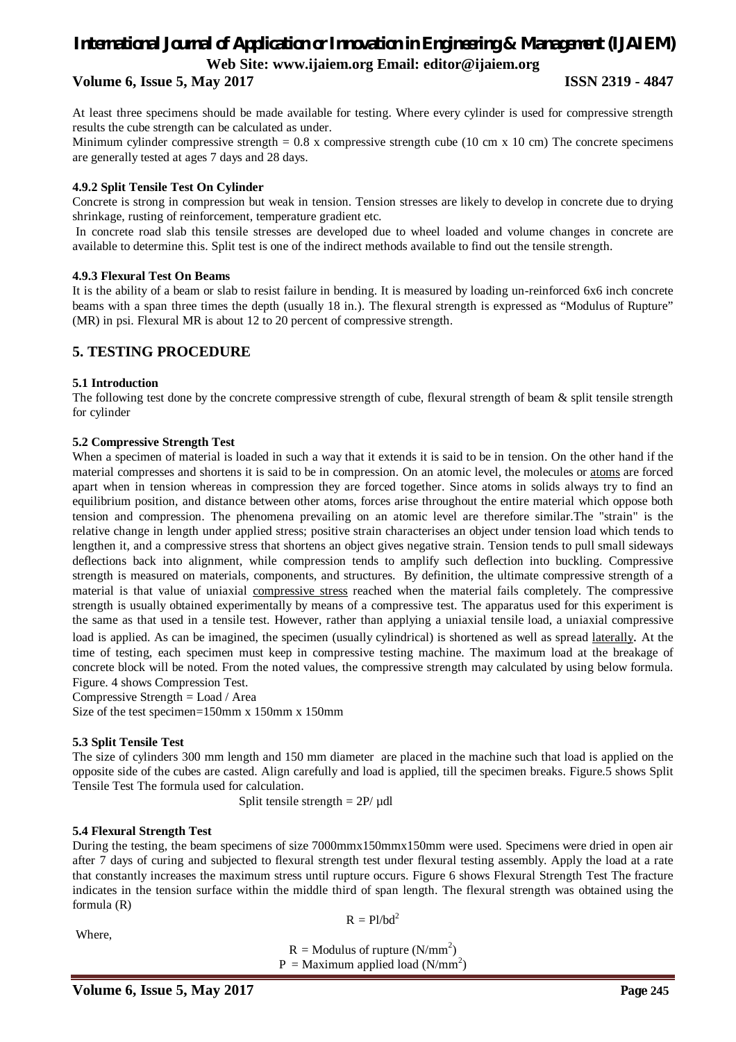At least three specimens should be made available for testing. Where every cylinder is used for compressive strength results the cube strength can be calculated as under.

Minimum cylinder compressive strength = 0.8 x compressive strength cube (10 cm x 10 cm) The concrete specimens are generally tested at ages 7 days and 28 days.

#### 4.9.2 Split Tensile Test On Cylinder

Concrete is strong in compression but weak in tension. Tension stresses are likely to develop in concrete due to drying shrinkage, rusting of reinforcement, temperature gradient etc.

In concrete road slab this tensile stresses are developed due to wheel loaded and volume changes in concrete are available to determine this. Split test is one of the indirect methods available to find out the tensile strength.

#### 4.9.3 Flexural Test On Beams

It is the ability of a beam or slab to resist failure in bending. It is measured by loading un-reinforced 6x6 inch concrete beams with a span three times the depth (usually 18 in.). The flexural strength is expressed as "Modulus of Rupture" (MR) in psi. Flexural MR is about 12 to 20 percent of compressive strength.

## 5. TESTING PROCEDURE

#### 5.1 Introduction

The following test done by the concrete compressive strength of cube, flexural strength of beam & split tensile strength for cylinder

#### 5.2 Compressive Strength Test

When a specimen of material is loaded in such a way that it extends it is said to be in tension. On the other hand if the material compresses and shortens it is said to be in compression. On an atomic level, the molecules or atoms are forced apart when in tension whereas in compression they are forced together. Since atoms in solids always try to find an equilibrium position, and distance between other atoms, forces arise throughout the entire material which oppose both tension and compression. The phenomena prevailing on an atomic level are therefore similar.The "strain" is the relative change in length under applied stress; positive strain characterises an object under tension load which tends to lengthen it, and a compressive stress that shortens an object gives negative strain. Tension tends to pull small sideways deflections back into alignment, while compression tends to amplify such deflection into buckling. Compressive strength is measured on materials, components, and structures. By definition, the ultimate compressive strength of a material is that value of uniaxial compressive stress reached when the material fails completely. The compressive strength is usually obtained experimentally by means of a compressive test. The apparatus used for this experiment is the same as that used in a tensile test. However, rather than applying a uniaxial tensile load, a uniaxial compressive load is applied. As can be imagined, the specimen (usually cylindrical) is shortened as well as spread laterally. At the time of testing, each specimen must keep in compressive testing machine. The maximum load at the breakage of concrete block will be noted. From the noted values, the compressive strength may calculated by using below formula. Figure. 4 shows Compression Test.

Compressive Strength = Load / Area

Size of the test specimen=150mm x 150mm x 150mm

#### 5.3 Split Tensile Test

The size of cylinders 300 mm length and 150 mm diameter are placed in the machine such that load is applied on the opposite side of the cubes are casted. Align carefully and load is applied, till the specimen breaks. Figure.5 shows Split Tensile Test The formula used for calculation.

$$\text{Split tensile strength} = 2P/ \mu dl$$

#### 5.4 Flexural Strength Test

During the testing, the beam specimens of size 7000mmx150mmx150mm were used. Specimens were dried in open air after 7 days of curing and subjected to flexural strength test under flexural testing assembly. Apply the load at a rate that constantly increases the maximum stress until rupture occurs. Figure 6 shows Flexural Strength Test The fracture indicates in the tension surface within the middle third of span length. The flexural strength was obtained using the formula (R)

$$R = Pl/bd^2$$

Where,

$R$ = Modulus of rupture ($N/mm^2$)

$P$ = Maximum applied load ($N/mm^2$)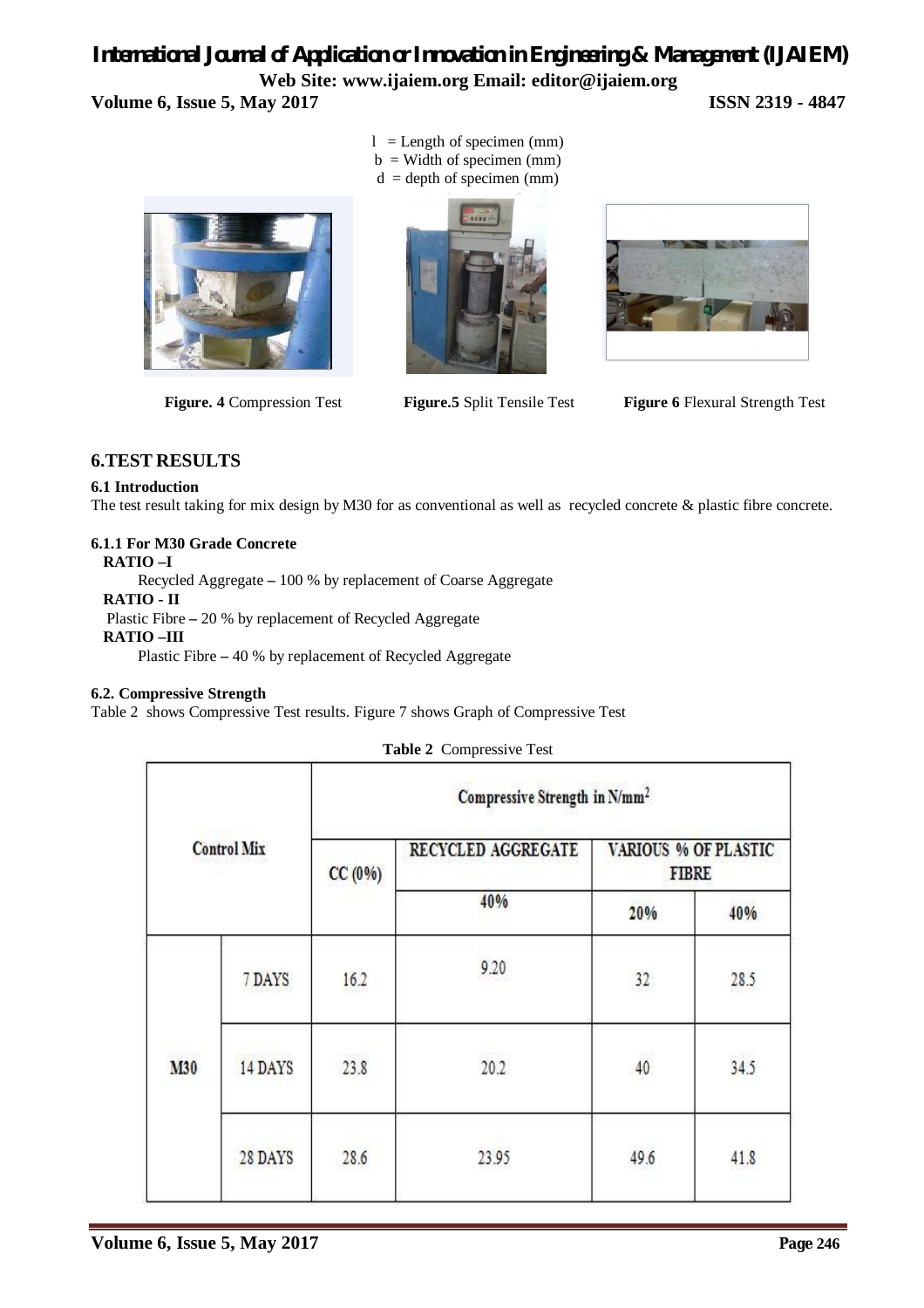l = Length of specimen (mm)
b = Width of specimen (mm)
d = depth of specimen (mm)

**Figure. 4** Compression Test **Figure.5** Split Tensile Test **Figure 6** Flexural Strength Test

## 6.TEST RESULTS

### 6.1 Introduction

The test result taking for mix design by M30 for as conventional as well as recycled concrete & plastic fibre concrete.

#### 6.1.1 For M30 Grade Concrete

**RATIO –I**

Recycled Aggregate – 100 % by replacement of Coarse Aggregate

**RATIO - II**

Plastic Fibre – 20 % by replacement of Recycled Aggregate

**RATIO –III**

Plastic Fibre – 40 % by replacement of Recycled Aggregate

### 6.2. Compressive Strength

Table 2 shows Compressive Test results. Figure 7 shows Graph of Compressive Test

**Table 2** Compressive Test

| Control Mix | | Compressive Strength in N/mm² | | | |
|---|---|---|---|---|---|
| | | CC (0%) | RECYCLED AGGREGATE | VARIOUS % OF PLASTIC FIBRE | |
| | | | 40% | 20% | 40% |
| M30 | 7 DAYS | 16.2 | 9.20 | 32 | 28.5 |
| | 14 DAYS | 23.8 | 20.2 | 40 | 34.5 |
| | 28 DAYS | 28.6 | 23.95 | 49.6 | 41.8 |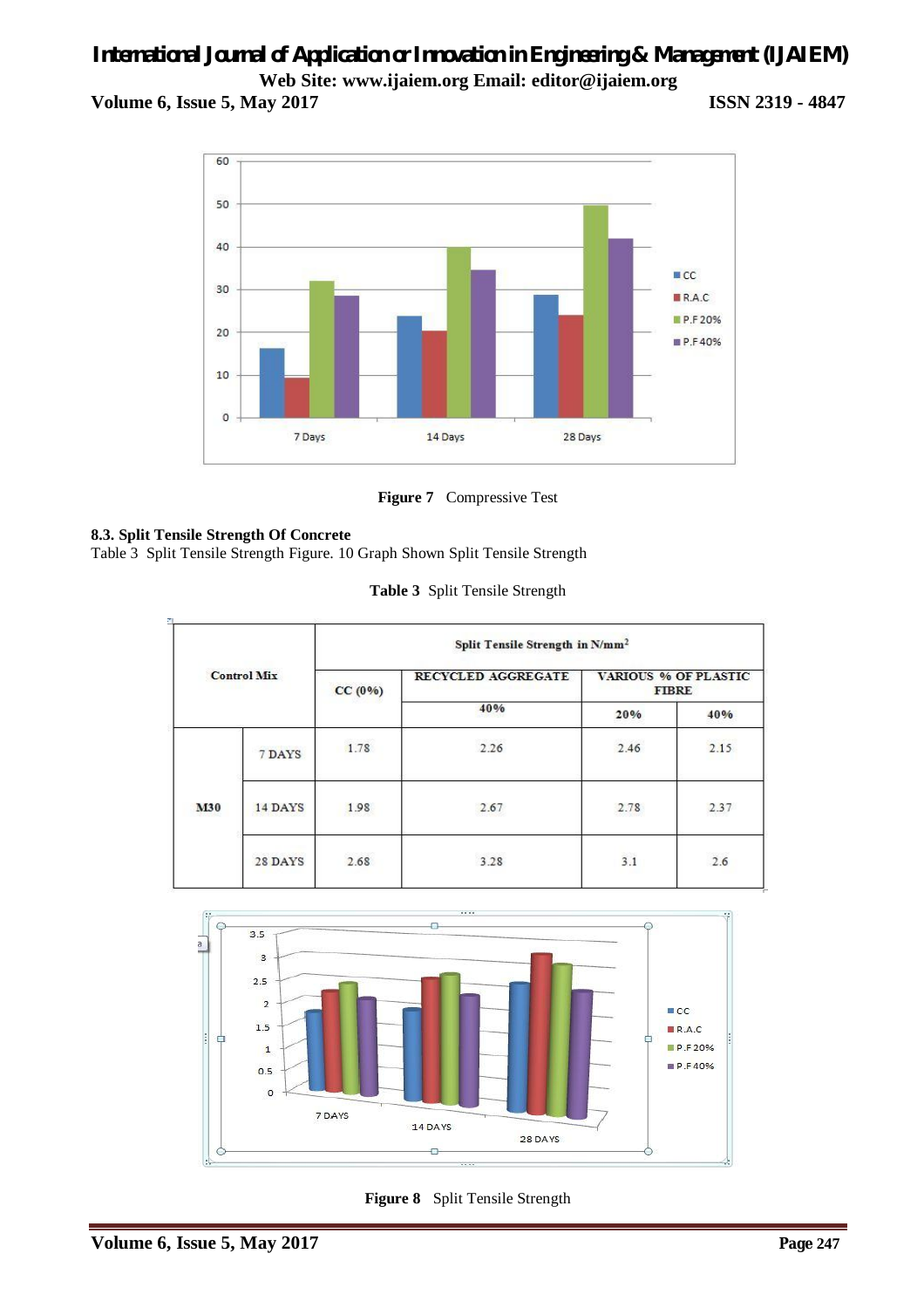Figure 7 Compressive Test

### 8.3. Split Tensile Strength Of Concrete

Table 3 Split Tensile Strength Figure. 10 Graph Shown Split Tensile Strength

**Table 3** Split Tensile Strength

| Control Mix | | Split Tensile Strength in N/mm$^2$ | | | |
|---|---|---|---|---|---|
| | | CC (0%) | RECYCLED AGGREGATE | VARIOUS % OF PLASTIC FIBRE | |
| | | | 40% | 20% | 40% |
| M30 | 7 DAYS | 1.78 | 2.26 | 2.46 | 2.15 |
| | 14 DAYS | 1.98 | 2.67 | 2.78 | 2.37 |
| | 28 DAYS | 2.68 | 3.28 | 3.1 | 2.6 |

**Figure 8** Split Tensile Strength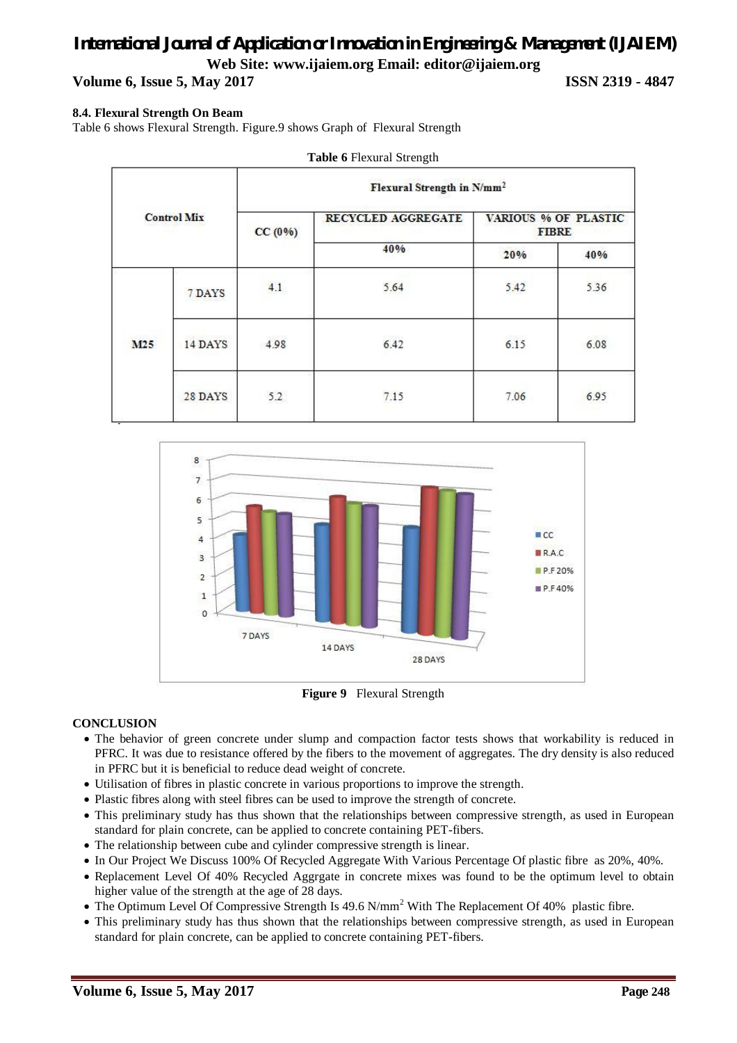### 8.4. Flexural Strength On Beam

Table 6 shows Flexural Strength. Figure.9 shows Graph of Flexural Strength

**Table 6** Flexural Strength

| Control Mix | | Flexural Strength in $N/mm^2$ | | | |
|---|---|---|---|---|---|
| | | CC (0%) | RECYCLED AGGREGATE | VARIOUS % OF PLASTIC FIBRE | |
| | | | 40% | 20% | 40% |
| M25 | 7 DAYS | 4.1 | 5.64 | 5.42 | 5.36 |
| | 14 DAYS | 4.98 | 6.42 | 6.15 | 6.08 |
| | 28 DAYS | 5.2 | 7.15 | 7.06 | 6.95 |

**Figure 9** Flexural Strength

### CONCLUSION

- The behavior of green concrete under slump and compaction factor tests shows that workability is reduced in PFRC. It was due to resistance offered by the fibers to the movement of aggregates. The dry density is also reduced in PFRC but it is beneficial to reduce dead weight of concrete.
- Utilisation of fibres in plastic concrete in various proportions to improve the strength.
- Plastic fibres along with steel fibres can be used to improve the strength of concrete.
- This preliminary study has thus shown that the relationships between compressive strength, as used in European standard for plain concrete, can be applied to concrete containing PET-fibers.
- The relationship between cube and cylinder compressive strength is linear.
- In Our Project We Discuss 100% Of Recycled Aggregate With Various Percentage Of plastic fibre as 20%, 40%.
- Replacement Level Of 40% Recycled Aggrgate in concrete mixes was found to be the optimum level to obtain higher value of the strength at the age of 28 days.
- The Optimum Level Of Compressive Strength Is 49.6 $N/mm^2$ With The Replacement Of 40% plastic fibre.
- This preliminary study has thus shown that the relationships between compressive strength, as used in European standard for plain concrete, can be applied to concrete containing PET-fibers.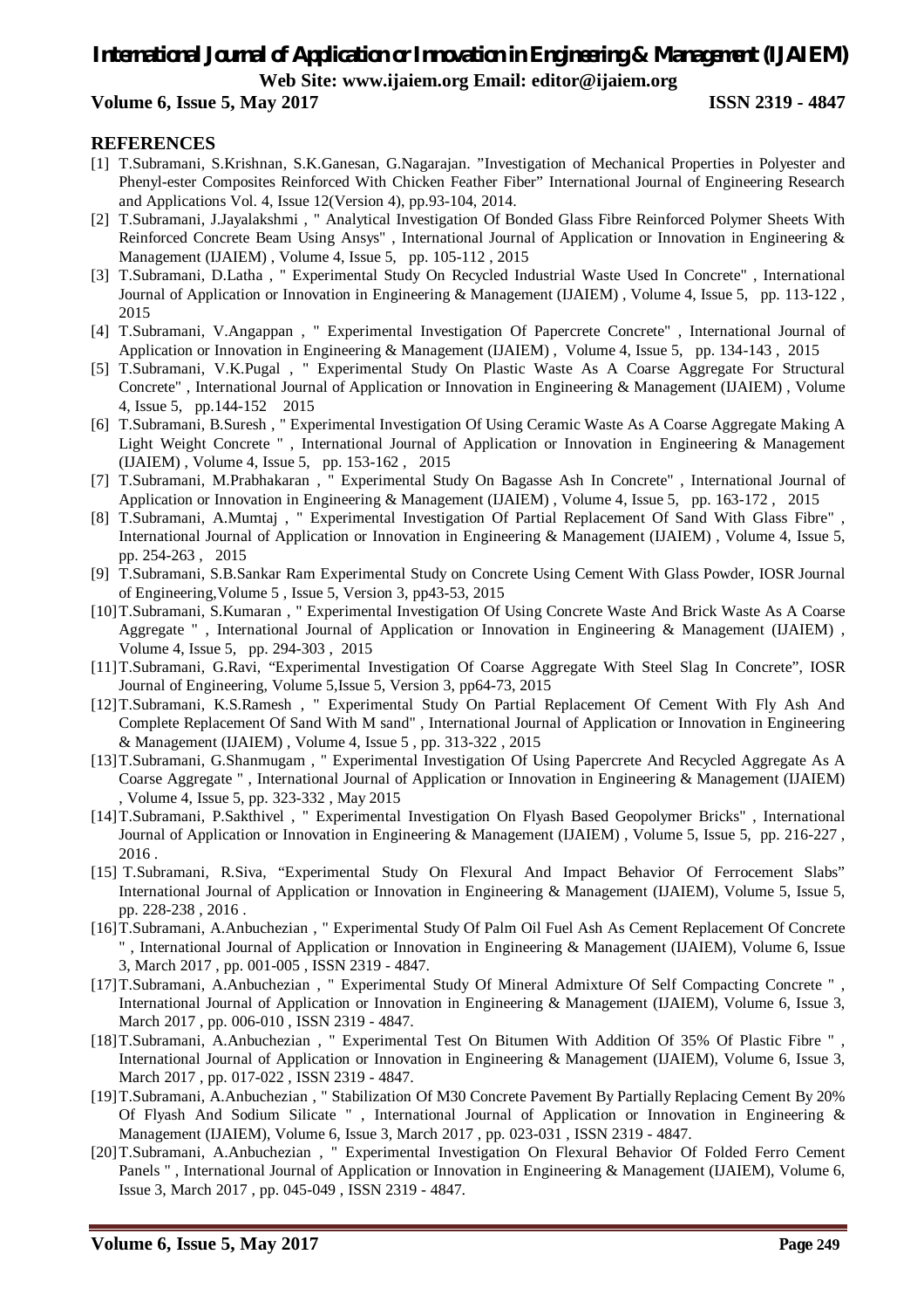## REFERENCES

[1] T.Subramani, S.Krishnan, S.K.Ganesan, G.Nagarajan. "Investigation of Mechanical Properties in Polyester and Phenyl-ester Composites Reinforced With Chicken Feather Fiber" International Journal of Engineering Research and Applications Vol. 4, Issue 12(Version 4), pp.93-104, 2014.

[2] T.Subramani, J.Jayalakshmi , " Analytical Investigation Of Bonded Glass Fibre Reinforced Polymer Sheets With Reinforced Concrete Beam Using Ansys" , International Journal of Application or Innovation in Engineering & Management (IJAIEM) , Volume 4, Issue 5, pp. 105-112 , 2015

[3] T.Subramani, D.Latha , " Experimental Study On Recycled Industrial Waste Used In Concrete" , International Journal of Application or Innovation in Engineering & Management (IJAIEM) , Volume 4, Issue 5, pp. 113-122 , 2015

[4] T.Subramani, V.Angappan , " Experimental Investigation Of Papercrete Concrete" , International Journal of Application or Innovation in Engineering & Management (IJAIEM) , Volume 4, Issue 5, pp. 134-143 , 2015

[5] T.Subramani, V.K.Pugal , " Experimental Study On Plastic Waste As A Coarse Aggregate For Structural Concrete" , International Journal of Application or Innovation in Engineering & Management (IJAIEM) , Volume 4, Issue 5, pp.144-152 2015

[6] T.Subramani, B.Suresh , " Experimental Investigation Of Using Ceramic Waste As A Coarse Aggregate Making A Light Weight Concrete " , International Journal of Application or Innovation in Engineering & Management (IJAIEM) , Volume 4, Issue 5, pp. 153-162 , 2015

[7] T.Subramani, M.Prabhakaran , " Experimental Study On Bagasse Ash In Concrete" , International Journal of Application or Innovation in Engineering & Management (IJAIEM) , Volume 4, Issue 5, pp. 163-172 , 2015

[8] T.Subramani, A.Mumtaj , " Experimental Investigation Of Partial Replacement Of Sand With Glass Fibre" , International Journal of Application or Innovation in Engineering & Management (IJAIEM) , Volume 4, Issue 5, pp. 254-263 , 2015

[9] T.Subramani, S.B.Sankar Ram Experimental Study on Concrete Using Cement With Glass Powder, IOSR Journal of Engineering,Volume 5 , Issue 5, Version 3, pp43-53, 2015

[10] T.Subramani, S.Kumaran , " Experimental Investigation Of Using Concrete Waste And Brick Waste As A Coarse Aggregate " , International Journal of Application or Innovation in Engineering & Management (IJAIEM) , Volume 4, Issue 5, pp. 294-303 , 2015

[11] T.Subramani, G.Ravi, "Experimental Investigation Of Coarse Aggregate With Steel Slag In Concrete", IOSR Journal of Engineering, Volume 5,Issue 5, Version 3, pp64-73, 2015

[12] T.Subramani, K.S.Ramesh , " Experimental Study On Partial Replacement Of Cement With Fly Ash And Complete Replacement Of Sand With M sand" , International Journal of Application or Innovation in Engineering & Management (IJAIEM) , Volume 4, Issue 5 , pp. 313-322 , 2015

[13] T.Subramani, G.Shanmugam , " Experimental Investigation Of Using Papercrete And Recycled Aggregate As A Coarse Aggregate " , International Journal of Application or Innovation in Engineering & Management (IJAIEM) , Volume 4, Issue 5, pp. 323-332 , May 2015

[14] T.Subramani, P.Sakthivel , " Experimental Investigation On Flyash Based Geopolymer Bricks" , International Journal of Application or Innovation in Engineering & Management (IJAIEM) , Volume 5, Issue 5, pp. 216-227 , 2016 .

[15] T.Subramani, R.Siva, "Experimental Study On Flexural And Impact Behavior Of Ferrocement Slabs" International Journal of Application or Innovation in Engineering & Management (IJAIEM), Volume 5, Issue 5, pp. 228-238 , 2016 .

[16] T.Subramani, A.Anbuchezian , " Experimental Study Of Palm Oil Fuel Ash As Cement Replacement Of Concrete " , International Journal of Application or Innovation in Engineering & Management (IJAIEM), Volume 6, Issue 3, March 2017 , pp. 001-005 , ISSN 2319 - 4847.

[17] T.Subramani, A.Anbuchezian , " Experimental Study Of Mineral Admixture Of Self Compacting Concrete " , International Journal of Application or Innovation in Engineering & Management (IJAIEM), Volume 6, Issue 3, March 2017 , pp. 006-010 , ISSN 2319 - 4847.

[18] T.Subramani, A.Anbuchezian , " Experimental Test On Bitumen With Addition Of 35% Of Plastic Fibre " , International Journal of Application or Innovation in Engineering & Management (IJAIEM), Volume 6, Issue 3, March 2017 , pp. 017-022 , ISSN 2319 - 4847.

[19] T.Subramani, A.Anbuchezian , " Stabilization Of M30 Concrete Pavement By Partially Replacing Cement By 20% Of Flyash And Sodium Silicate " , International Journal of Application or Innovation in Engineering & Management (IJAIEM), Volume 6, Issue 3, March 2017 , pp. 023-031 , ISSN 2319 - 4847.

[20] T.Subramani, A.Anbuchezian , " Experimental Investigation On Flexural Behavior Of Folded Ferro Cement Panels " , International Journal of Application or Innovation in Engineering & Management (IJAIEM), Volume 6, Issue 3, March 2017 , pp. 045-049 , ISSN 2319 - 4847.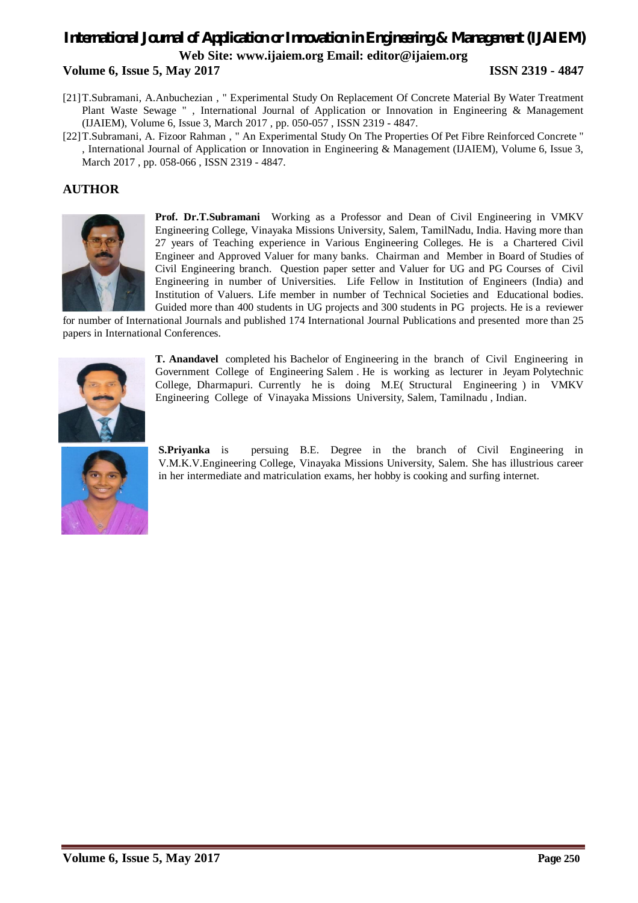[21] T.Subramani, A.Anbuchezian , " Experimental Study On Replacement Of Concrete Material By Water Treatment Plant Waste Sewage " , International Journal of Application or Innovation in Engineering & Management (IJAIEM), Volume 6, Issue 3, March 2017 , pp. 050-057 , ISSN 2319 - 4847.

[22] T.Subramani, A. Fizoor Rahman , " An Experimental Study On The Properties Of Pet Fibre Reinforced Concrete " , International Journal of Application or Innovation in Engineering & Management (IJAIEM), Volume 6, Issue 3, March 2017 , pp. 058-066 , ISSN 2319 - 4847.

## AUTHOR

**Prof. Dr.T.Subramani** Working as a Professor and Dean of Civil Engineering in VMKV Engineering College, Vinayaka Missions University, Salem, TamilNadu, India. Having more than 27 years of Teaching experience in Various Engineering Colleges. He is a Chartered Civil Engineer and Approved Valuer for many banks. Chairman and Member in Board of Studies of Civil Engineering branch. Question paper setter and Valuer for UG and PG Courses of Civil Engineering in number of Universities. Life Fellow in Institution of Engineers (India) and Institution of Valuers. Life member in number of Technical Societies and Educational bodies. Guided more than 400 students in UG projects and 300 students in PG projects. He is a reviewer for number of International Journals and published 174 International Journal Publications and presented more than 25 papers in International Conferences.

**T. Anandavel** completed his Bachelor of Engineering in the branch of Civil Engineering in Government College of Engineering Salem . He is working as lecturer in Jeyam Polytechnic College, Dharmapuri. Currently he is doing M.E( Structural Engineering ) in VMKV Engineering College of Vinayaka Missions University, Salem, Tamilnadu , Indian.

**S.Priyanka** is persuing B.E. Degree in the branch of Civil Engineering in V.M.K.V.Engineering College, Vinayaka Missions University, Salem. She has illustrious career in her intermediate and matriculation exams, her hobby is cooking and surfing internet.